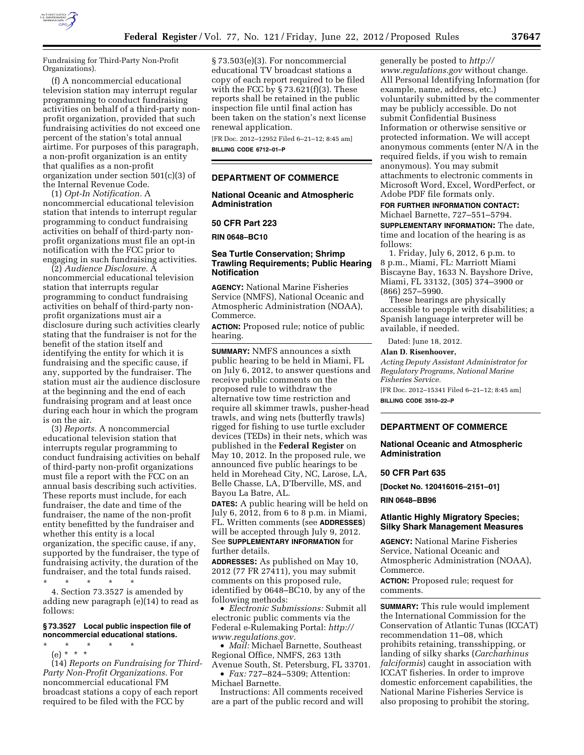Fundraising for Third-Party Non-Profit Organizations).

(f) A noncommercial educational television station may interrupt regular programming to conduct fundraising activities on behalf of a third-party non-profit organization, provided that such fundraising activities do not exceed one percent of the station's total annual airtime. For purposes of this paragraph, a non-profit organization is an entity that qualifies as a non-profit organization under section 501(c)(3) of the Internal Revenue Code.

(1) *Opt-In Notification.* A noncommercial educational television station that intends to interrupt regular programming to conduct fundraising activities on behalf of third-party non-profit organizations must file an opt-in notification with the FCC prior to engaging in such fundraising activities.

(2) *Audience Disclosure.* A noncommercial educational television station that interrupts regular programming to conduct fundraising activities on behalf of third-party non-profit organizations must air a disclosure during such activities clearly stating that the fundraiser is not for the benefit of the station itself and identifying the entity for which it is fundraising and the specific cause, if any, supported by the fundraiser. The station must air the audience disclosure at the beginning and the end of each fundraising program and at least once during each hour in which the program is on the air.

(3) *Reports.* A noncommercial educational television station that interrupts regular programming to conduct fundraising activities on behalf of third-party non-profit organizations must file a report with the FCC on an annual basis describing such activities. These reports must include, for each fundraiser, the date and time of the fundraiser, the name of the non-profit entity benefitted by the fundraiser and whether this entity is a local organization, the specific cause, if any, supported by the fundraiser, the type of fundraising activity, the duration of the fundraiser, and the total funds raised.

\* \* \* \* \*

4. Section 73.3527 is amended by adding new paragraph (e)(14) to read as follows:

**§ 73.3527 Local public inspection file of noncommercial educational stations.**

\* \* \* \* \*

(e) \* \* \*

(14) *Reports on Fundraising for Third-Party Non-Profit Organizations.* For noncommercial educational FM broadcast stations a copy of each report required to be filed with the FCC by § 73.503(e)(3). For noncommercial educational TV broadcast stations a copy of each report required to be filed with the FCC by § 73.621(f)(3). These reports shall be retained in the public inspection file until final action has been taken on the station's next license renewal application.

[FR Doc. 2012–12952 Filed 6–21–12; 8:45 am]

**BILLING CODE 6712–01–P**

---

## DEPARTMENT OF COMMERCE

### National Oceanic and Atmospheric Administration

### 50 CFR Part 223

**RIN 0648–BC10**

### Sea Turtle Conservation; Shrimp Trawling Requirements; Public Hearing Notification

**AGENCY:** National Marine Fisheries Service (NMFS), National Oceanic and Atmospheric Administration (NOAA), Commerce.

**ACTION:** Proposed rule; notice of public hearing.

**SUMMARY:** NMFS announces a sixth public hearing to be held in Miami, FL on July 6, 2012, to answer questions and receive public comments on the proposed rule to withdraw the alternative tow time restriction and require all skimmer trawls, pusher-head trawls, and wing nets (butterfly trawls) rigged for fishing to use turtle excluder devices (TEDs) in their nets, which was published in the **Federal Register** on May 10, 2012. In the proposed rule, we announced five public hearings to be held in Morehead City, NC, Larose, LA, Belle Chasse, LA, D'Iberville, MS, and Bayou La Batre, AL.

**DATES:** A public hearing will be held on July 6, 2012, from 6 to 8 p.m. in Miami, FL. Written comments (see **ADDRESSES**) will be accepted through July 9, 2012. See **SUPPLEMENTARY INFORMATION** for further details.

**ADDRESSES:** As published on May 10, 2012 (77 FR 27411), you may submit comments on this proposed rule, identified by 0648–BC10, by any of the following methods:

- *Electronic Submissions:* Submit all electronic public comments via the Federal e-Rulemaking Portal: *http://www.regulations.gov.*
- *Mail:* Michael Barnette, Southeast Regional Office, NMFS, 263 13th Avenue South, St. Petersburg, FL 33701.
- *Fax:* 727–824–5309; Attention: Michael Barnette.

Instructions: All comments received are a part of the public record and will generally be posted to *http://www.regulations.gov* without change. All Personal Identifying Information (for example, name, address, etc.) voluntarily submitted by the commenter may be publicly accessible. Do not submit Confidential Business Information or otherwise sensitive or protected information. We will accept anonymous comments (enter N/A in the required fields, if you wish to remain anonymous). You may submit attachments to electronic comments in Microsoft Word, Excel, WordPerfect, or Adobe PDF file formats only.

**FOR FURTHER INFORMATION CONTACT:** Michael Barnette, 727–551–5794.

**SUPPLEMENTARY INFORMATION:** The date, time and location of the hearing is as follows:

1. Friday, July 6, 2012, 6 p.m. to 8 p.m., Miami, FL: Marriott Miami Biscayne Bay, 1633 N. Bayshore Drive, Miami, FL 33132, (305) 374–3900 or (866) 257–5990.

These hearings are physically accessible to people with disabilities; a Spanish language interpreter will be available, if needed.

Dated: June 18, 2012.

**Alan D. Risenhoover,**

*Acting Deputy Assistant Administrator for Regulatory Programs, National Marine Fisheries Service.*

[FR Doc. 2012–15341 Filed 6–21–12; 8:45 am]

**BILLING CODE 3510–22–P**

---

## DEPARTMENT OF COMMERCE

### National Oceanic and Atmospheric Administration

### 50 CFR Part 635

**[Docket No. 120416016–2151–01]**

**RIN 0648–BB96**

### Atlantic Highly Migratory Species; Silky Shark Management Measures

**AGENCY:** National Marine Fisheries Service, National Oceanic and Atmospheric Administration (NOAA), Commerce.

**ACTION:** Proposed rule; request for comments.

**SUMMARY:** This rule would implement the International Commission for the Conservation of Atlantic Tunas (ICCAT) recommendation 11–08, which prohibits retaining, transshipping, or landing of silky sharks (*Carcharhinus falciformis*) caught in association with ICCAT fisheries. In order to improve domestic enforcement capabilities, the National Marine Fisheries Service is also proposing to prohibit the storing,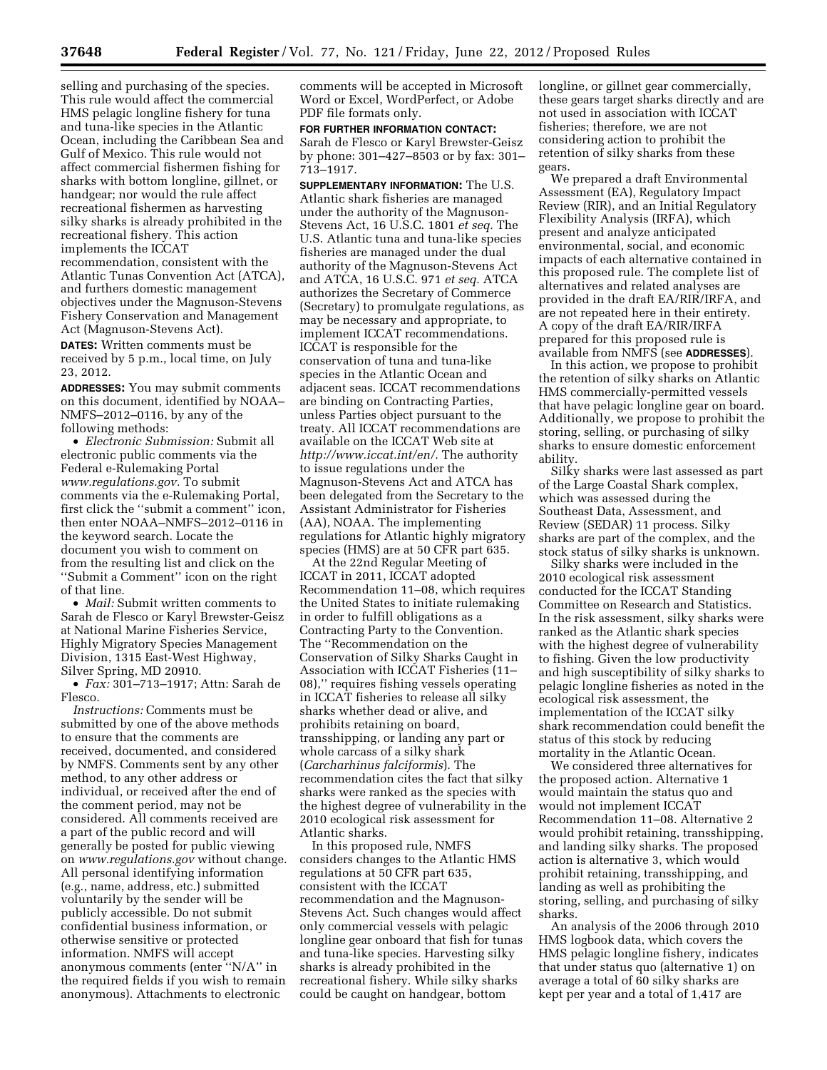selling and purchasing of the species. This rule would affect the commercial HMS pelagic longline fishery for tuna and tuna-like species in the Atlantic Ocean, including the Caribbean Sea and Gulf of Mexico. This rule would not affect commercial fishermen fishing for sharks with bottom longline, gillnet, or handgear; nor would the rule affect recreational fishermen as harvesting silky sharks is already prohibited in the recreational fishery. This action implements the ICCAT recommendation, consistent with the Atlantic Tunas Convention Act (ATCA), and furthers domestic management objectives under the Magnuson-Stevens Fishery Conservation and Management Act (Magnuson-Stevens Act).

**DATES:** Written comments must be received by 5 p.m., local time, on July 23, 2012.

**ADDRESSES:** You may submit comments on this document, identified by NOAA–NMFS–2012–0116, by any of the following methods:

- *Electronic Submission:* Submit all electronic public comments via the Federal e-Rulemaking Portal *www.regulations.gov.* To submit comments via the e-Rulemaking Portal, first click the ''submit a comment'' icon, then enter NOAA–NMFS–2012–0116 in the keyword search. Locate the document you wish to comment on from the resulting list and click on the ''Submit a Comment'' icon on the right of that line.
- *Mail:* Submit written comments to Sarah de Flesco or Karyl Brewster-Geisz at National Marine Fisheries Service, Highly Migratory Species Management Division, 1315 East-West Highway, Silver Spring, MD 20910.
- *Fax:* 301–713–1917; Attn: Sarah de Flesco.

*Instructions:* Comments must be submitted by one of the above methods to ensure that the comments are received, documented, and considered by NMFS. Comments sent by any other method, to any other address or individual, or received after the end of the comment period, may not be considered. All comments received are a part of the public record and will generally be posted for public viewing on *www.regulations.gov* without change. All personal identifying information (e.g., name, address, etc.) submitted voluntarily by the sender will be publicly accessible. Do not submit confidential business information, or otherwise sensitive or protected information. NMFS will accept anonymous comments (enter ''N/A'' in the required fields if you wish to remain anonymous). Attachments to electronic comments will be accepted in Microsoft Word or Excel, WordPerfect, or Adobe PDF file formats only.

**FOR FURTHER INFORMATION CONTACT:** Sarah de Flesco or Karyl Brewster-Geisz by phone: 301–427–8503 or by fax: 301–713–1917.

**SUPPLEMENTARY INFORMATION:** The U.S. Atlantic shark fisheries are managed under the authority of the Magnuson-Stevens Act, 16 U.S.C. 1801 *et seq.* The U.S. Atlantic tuna and tuna-like species fisheries are managed under the dual authority of the Magnuson-Stevens Act and ATCA, 16 U.S.C. 971 *et seq.* ATCA authorizes the Secretary of Commerce (Secretary) to promulgate regulations, as may be necessary and appropriate, to implement ICCAT recommendations. ICCAT is responsible for the conservation of tuna and tuna-like species in the Atlantic Ocean and adjacent seas. ICCAT recommendations are binding on Contracting Parties, unless Parties object pursuant to the treaty. All ICCAT recommendations are available on the ICCAT Web site at *http://www.iccat.int/en/.* The authority to issue regulations under the Magnuson-Stevens Act and ATCA has been delegated from the Secretary to the Assistant Administrator for Fisheries (AA), NOAA. The implementing regulations for Atlantic highly migratory species (HMS) are at 50 CFR part 635.

At the 22nd Regular Meeting of ICCAT in 2011, ICCAT adopted Recommendation 11–08, which requires the United States to initiate rulemaking in order to fulfill obligations as a Contracting Party to the Convention. The ''Recommendation on the Conservation of Silky Sharks Caught in Association with ICCAT Fisheries (11–08),'' requires fishing vessels operating in ICCAT fisheries to release all silky sharks whether dead or alive, and prohibits retaining on board, transshipping, or landing any part or whole carcass of a silky shark (*Carcharhinus falciformis*). The recommendation cites the fact that silky sharks were ranked as the species with the highest degree of vulnerability in the 2010 ecological risk assessment for Atlantic sharks.

In this proposed rule, NMFS considers changes to the Atlantic HMS regulations at 50 CFR part 635, consistent with the ICCAT recommendation and the Magnuson-Stevens Act. Such changes would affect only commercial vessels with pelagic longline gear onboard that fish for tunas and tuna-like species. Harvesting silky sharks is already prohibited in the recreational fishery. While silky sharks could be caught on handgear, bottom longline, or gillnet gear commercially, these gears target sharks directly and are not used in association with ICCAT fisheries; therefore, we are not considering action to prohibit the retention of silky sharks from these gears.

We prepared a draft Environmental Assessment (EA), Regulatory Impact Review (RIR), and an Initial Regulatory Flexibility Analysis (IRFA), which present and analyze anticipated environmental, social, and economic impacts of each alternative contained in this proposed rule. The complete list of alternatives and related analyses are provided in the draft EA/RIR/IRFA, and are not repeated here in their entirety. A copy of the draft EA/RIR/IRFA prepared for this proposed rule is available from NMFS (see **ADDRESSES**).

In this action, we propose to prohibit the retention of silky sharks on Atlantic HMS commercially-permitted vessels that have pelagic longline gear on board. Additionally, we propose to prohibit the storing, selling, or purchasing of silky sharks to ensure domestic enforcement ability.

Silky sharks were last assessed as part of the Large Coastal Shark complex, which was assessed during the Southeast Data, Assessment, and Review (SEDAR) 11 process. Silky sharks are part of the complex, and the stock status of silky sharks is unknown.

Silky sharks were included in the 2010 ecological risk assessment conducted for the ICCAT Standing Committee on Research and Statistics. In the risk assessment, silky sharks were ranked as the Atlantic shark species with the highest degree of vulnerability to fishing. Given the low productivity and high susceptibility of silky sharks to pelagic longline fisheries as noted in the ecological risk assessment, the implementation of the ICCAT silky shark recommendation could benefit the status of this stock by reducing mortality in the Atlantic Ocean.

We considered three alternatives for the proposed action. Alternative 1 would maintain the status quo and would not implement ICCAT Recommendation 11–08. Alternative 2 would prohibit retaining, transshipping, and landing silky sharks. The proposed action is alternative 3, which would prohibit retaining, transshipping, and landing as well as prohibiting the storing, selling, and purchasing of silky sharks.

An analysis of the 2006 through 2010 HMS logbook data, which covers the HMS pelagic longline fishery, indicates that under status quo (alternative 1) on average a total of 60 silky sharks are kept per year and a total of 1,417 are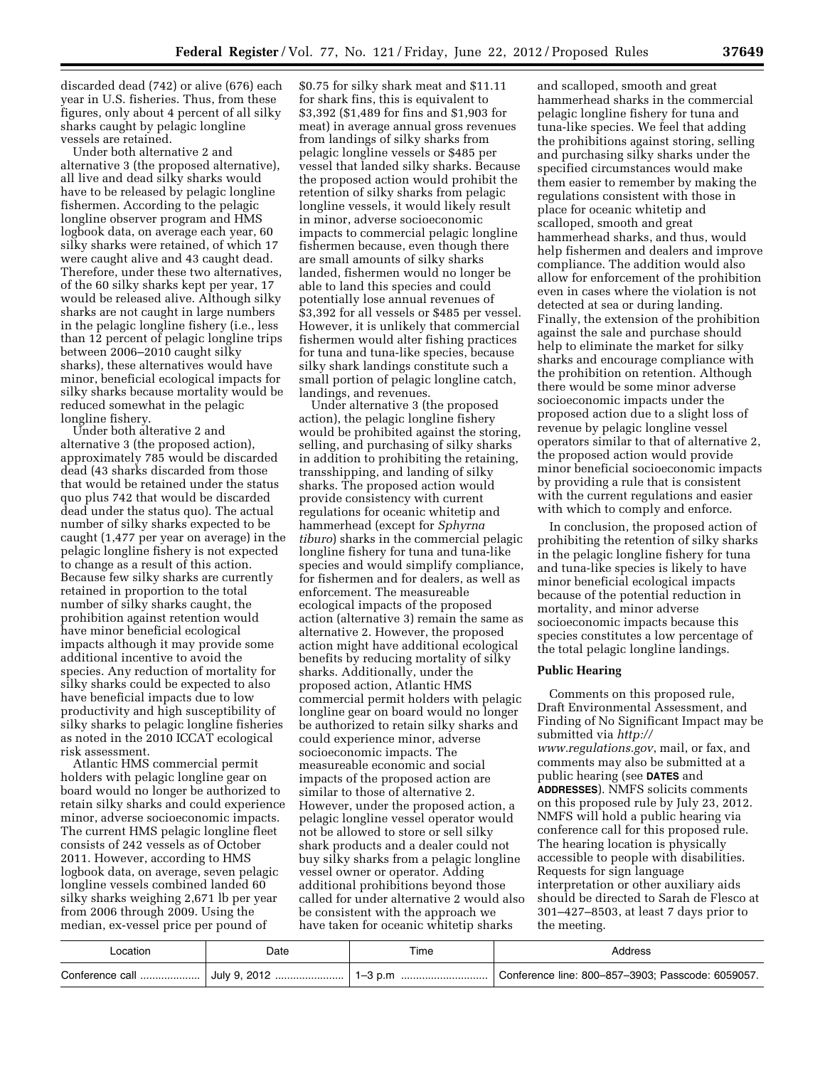discarded dead (742) or alive (676) each year in U.S. fisheries. Thus, from these figures, only about 4 percent of all silky sharks caught by pelagic longline vessels are retained.

Under both alternative 2 and alternative 3 (the proposed alternative), all live and dead silky sharks would have to be released by pelagic longline fishermen. According to the pelagic longline observer program and HMS logbook data, on average each year, 60 silky sharks were retained, of which 17 were caught alive and 43 caught dead. Therefore, under these two alternatives, of the 60 silky sharks kept per year, 17 would be released alive. Although silky sharks are not caught in large numbers in the pelagic longline fishery (i.e., less than 12 percent of pelagic longline trips between 2006–2010 caught silky sharks), these alternatives would have minor, beneficial ecological impacts for silky sharks because mortality would be reduced somewhat in the pelagic longline fishery.

Under both alterative 2 and alternative 3 (the proposed action), approximately 785 would be discarded dead (43 sharks discarded from those that would be retained under the status quo plus 742 that would be discarded dead under the status quo). The actual number of silky sharks expected to be caught (1,477 per year on average) in the pelagic longline fishery is not expected to change as a result of this action. Because few silky sharks are currently retained in proportion to the total number of silky sharks caught, the prohibition against retention would have minor beneficial ecological impacts although it may provide some additional incentive to avoid the species. Any reduction of mortality for silky sharks could be expected to also have beneficial impacts due to low productivity and high susceptibility of silky sharks to pelagic longline fisheries as noted in the 2010 ICCAT ecological risk assessment.

Atlantic HMS commercial permit holders with pelagic longline gear on board would no longer be authorized to retain silky sharks and could experience minor, adverse socioeconomic impacts. The current HMS pelagic longline fleet consists of 242 vessels as of October 2011. However, according to HMS logbook data, on average, seven pelagic longline vessels combined landed 60 silky sharks weighing 2,671 lb per year from 2006 through 2009. Using the median, ex-vessel price per pound of $0.75 for silky shark meat and $11.11 for shark fins, this is equivalent to $3,392 ($1,489 for fins and $1,903 for meat) in average annual gross revenues from landings of silky sharks from pelagic longline vessels or $485 per vessel that landed silky sharks. Because the proposed action would prohibit the retention of silky sharks from pelagic longline vessels, it would likely result in minor, adverse socioeconomic impacts to commercial pelagic longline fishermen because, even though there are small amounts of silky sharks landed, fishermen would no longer be able to land this species and could potentially lose annual revenues of $3,392 for all vessels or $485 per vessel. However, it is unlikely that commercial fishermen would alter fishing practices for tuna and tuna-like species, because silky shark landings constitute such a small portion of pelagic longline catch, landings, and revenues.

Under alternative 3 (the proposed action), the pelagic longline fishery would be prohibited against the storing, selling, and purchasing of silky sharks in addition to prohibiting the retaining, transshipping, and landing of silky sharks. The proposed action would provide consistency with current regulations for oceanic whitetip and hammerhead (except for *Sphyrna tiburo*) sharks in the commercial pelagic longline fishery for tuna and tuna-like species and would simplify compliance, for fishermen and for dealers, as well as enforcement. The measureable ecological impacts of the proposed action (alternative 3) remain the same as alternative 2. However, the proposed action might have additional ecological benefits by reducing mortality of silky sharks. Additionally, under the proposed action, Atlantic HMS commercial permit holders with pelagic longline gear on board would no longer be authorized to retain silky sharks and could experience minor, adverse socioeconomic impacts. The measureable economic and social impacts of the proposed action are similar to those of alternative 2. However, under the proposed action, a pelagic longline vessel operator would not be allowed to store or sell silky shark products and a dealer could not buy silky sharks from a pelagic longline vessel owner or operator. Adding additional prohibitions beyond those called for under alternative 2 would also be consistent with the approach we have taken for oceanic whitetip sharks and scalloped, smooth and great hammerhead sharks in the commercial pelagic longline fishery for tuna and tuna-like species. We feel that adding the prohibitions against storing, selling and purchasing silky sharks under the specified circumstances would make them easier to remember by making the regulations consistent with those in place for oceanic whitetip and scalloped, smooth and great hammerhead sharks, and thus, would help fishermen and dealers and improve compliance. The addition would also allow for enforcement of the prohibition even in cases where the violation is not detected at sea or during landing. Finally, the extension of the prohibition against the sale and purchase should help to eliminate the market for silky sharks and encourage compliance with the prohibition on retention. Although there would be some minor adverse socioeconomic impacts under the proposed action due to a slight loss of revenue by pelagic longline vessel operators similar to that of alternative 2, the proposed action would provide minor beneficial socioeconomic impacts by providing a rule that is consistent with the current regulations and easier with which to comply and enforce.

In conclusion, the proposed action of prohibiting the retention of silky sharks in the pelagic longline fishery for tuna and tuna-like species is likely to have minor beneficial ecological impacts because of the potential reduction in mortality, and minor adverse socioeconomic impacts because this species constitutes a low percentage of the total pelagic longline landings.

### Public Hearing

Comments on this proposed rule, Draft Environmental Assessment, and Finding of No Significant Impact may be submitted via *http://www.regulations.gov*, mail, or fax, and comments may also be submitted at a public hearing (see **DATES** and **ADDRESSES**). NMFS solicits comments on this proposed rule by July 23, 2012. NMFS will hold a public hearing via conference call for this proposed rule. The hearing location is physically accessible to people with disabilities. Requests for sign language interpretation or other auxiliary aids should be directed to Sarah de Flesco at 301–427–8503, at least 7 days prior to the meeting.

| Location | Date | Time | Address |
|---|---|---|---|
| Conference call | July 9, 2012 | 1–3 p.m | Conference line: 800–857–3903; Passcode: 6059057. |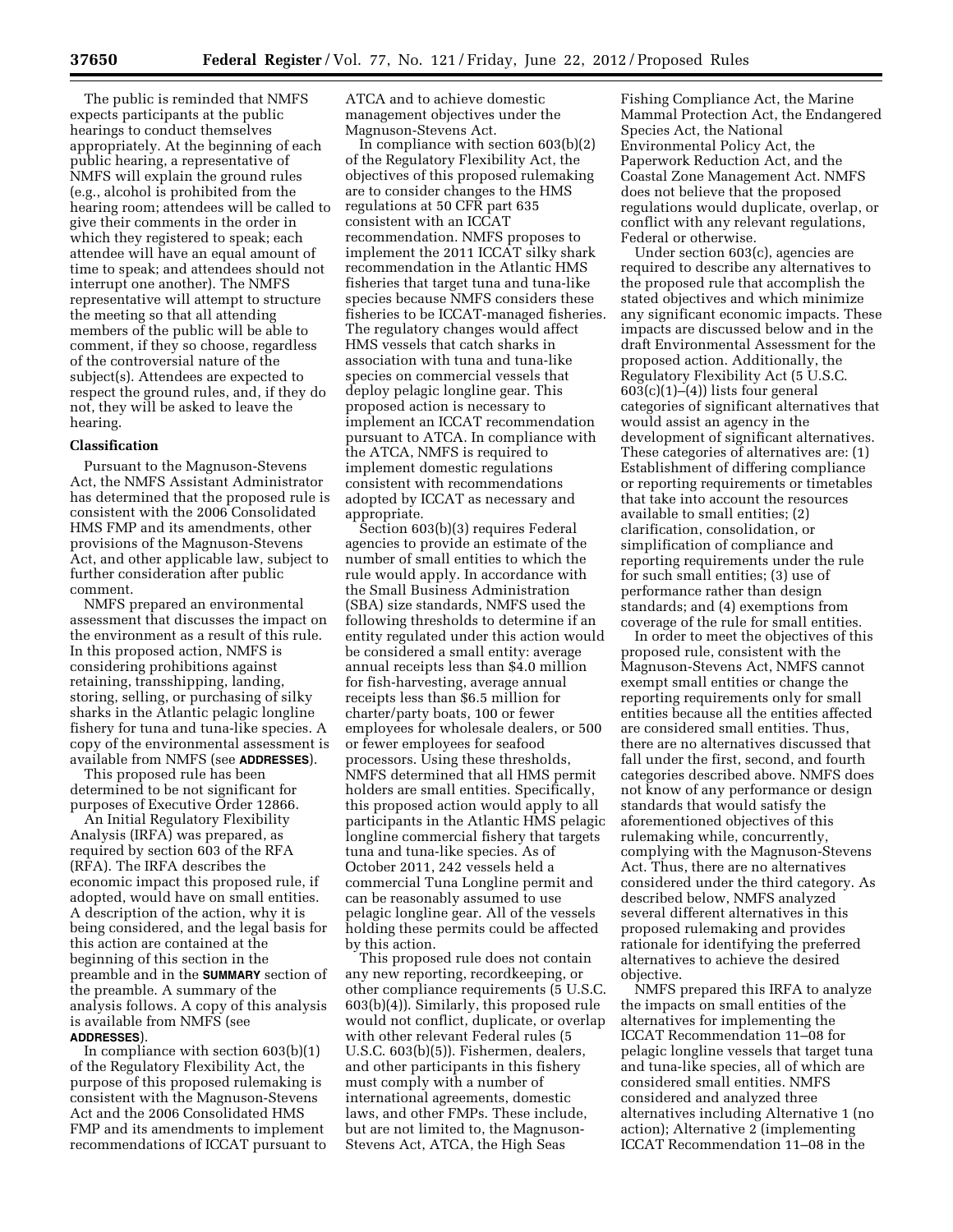The public is reminded that NMFS expects participants at the public hearings to conduct themselves appropriately. At the beginning of each public hearing, a representative of NMFS will explain the ground rules (e.g., alcohol is prohibited from the hearing room; attendees will be called to give their comments in the order in which they registered to speak; each attendee will have an equal amount of time to speak; and attendees should not interrupt one another). The NMFS representative will attempt to structure the meeting so that all attending members of the public will be able to comment, if they so choose, regardless of the controversial nature of the subject(s). Attendees are expected to respect the ground rules, and, if they do not, they will be asked to leave the hearing.

**Classification**

Pursuant to the Magnuson-Stevens Act, the NMFS Assistant Administrator has determined that the proposed rule is consistent with the 2006 Consolidated HMS FMP and its amendments, other provisions of the Magnuson-Stevens Act, and other applicable law, subject to further consideration after public comment.

NMFS prepared an environmental assessment that discusses the impact on the environment as a result of this rule. In this proposed action, NMFS is considering prohibitions against retaining, transshipping, landing, storing, selling, or purchasing of silky sharks in the Atlantic pelagic longline fishery for tuna and tuna-like species. A copy of the environmental assessment is available from NMFS (see **ADDRESSES**).

This proposed rule has been determined to be not significant for purposes of Executive Order 12866.

An Initial Regulatory Flexibility Analysis (IRFA) was prepared, as required by section 603 of the RFA (RFA). The IRFA describes the economic impact this proposed rule, if adopted, would have on small entities. A description of the action, why it is being considered, and the legal basis for this action are contained at the beginning of this section in the preamble and in the **SUMMARY** section of the preamble. A summary of the analysis follows. A copy of this analysis is available from NMFS (see **ADDRESSES**).

In compliance with section 603(b)(1) of the Regulatory Flexibility Act, the purpose of this proposed rulemaking is consistent with the Magnuson-Stevens Act and the 2006 Consolidated HMS FMP and its amendments to implement recommendations of ICCAT pursuant to ATCA and to achieve domestic management objectives under the Magnuson-Stevens Act.

In compliance with section 603(b)(2) of the Regulatory Flexibility Act, the objectives of this proposed rulemaking are to consider changes to the HMS regulations at 50 CFR part 635 consistent with an ICCAT recommendation. NMFS proposes to implement the 2011 ICCAT silky shark recommendation in the Atlantic HMS fisheries that target tuna and tuna-like species because NMFS considers these fisheries to be ICCAT-managed fisheries. The regulatory changes would affect HMS vessels that catch sharks in association with tuna and tuna-like species on commercial vessels that deploy pelagic longline gear. This proposed action is necessary to implement an ICCAT recommendation pursuant to ATCA. In compliance with the ATCA, NMFS is required to implement domestic regulations consistent with recommendations adopted by ICCAT as necessary and appropriate.

Section 603(b)(3) requires Federal agencies to provide an estimate of the number of small entities to which the rule would apply. In accordance with the Small Business Administration (SBA) size standards, NMFS used the following thresholds to determine if an entity regulated under this action would be considered a small entity: average annual receipts less than $4.0 million for fish-harvesting, average annual receipts less than $6.5 million for charter/party boats, 100 or fewer employees for wholesale dealers, or 500 or fewer employees for seafood processors. Using these thresholds, NMFS determined that all HMS permit holders are small entities. Specifically, this proposed action would apply to all participants in the Atlantic HMS pelagic longline commercial fishery that targets tuna and tuna-like species. As of October 2011, 242 vessels held a commercial Tuna Longline permit and can be reasonably assumed to use pelagic longline gear. All of the vessels holding these permits could be affected by this action.

This proposed rule does not contain any new reporting, recordkeeping, or other compliance requirements (5 U.S.C. 603(b)(4)). Similarly, this proposed rule would not conflict, duplicate, or overlap with other relevant Federal rules (5 U.S.C. 603(b)(5)). Fishermen, dealers, and other participants in this fishery must comply with a number of international agreements, domestic laws, and other FMPs. These include, but are not limited to, the Magnuson-Stevens Act, ATCA, the High Seas Fishing Compliance Act, the Marine Mammal Protection Act, the Endangered Species Act, the National Environmental Policy Act, the Paperwork Reduction Act, and the Coastal Zone Management Act. NMFS does not believe that the proposed regulations would duplicate, overlap, or conflict with any relevant regulations, Federal or otherwise.

Under section 603(c), agencies are required to describe any alternatives to the proposed rule that accomplish the stated objectives and which minimize any significant economic impacts. These impacts are discussed below and in the draft Environmental Assessment for the proposed action. Additionally, the Regulatory Flexibility Act (5 U.S.C. 603(c)(1)–(4)) lists four general categories of significant alternatives that would assist an agency in the development of significant alternatives. These categories of alternatives are: (1) Establishment of differing compliance or reporting requirements or timetables that take into account the resources available to small entities; (2) clarification, consolidation, or simplification of compliance and reporting requirements under the rule for such small entities; (3) use of performance rather than design standards; and (4) exemptions from coverage of the rule for small entities.

In order to meet the objectives of this proposed rule, consistent with the Magnuson-Stevens Act, NMFS cannot exempt small entities or change the reporting requirements only for small entities because all the entities affected are considered small entities. Thus, there are no alternatives discussed that fall under the first, second, and fourth categories described above. NMFS does not know of any performance or design standards that would satisfy the aforementioned objectives of this rulemaking while, concurrently, complying with the Magnuson-Stevens Act. Thus, there are no alternatives considered under the third category. As described below, NMFS analyzed several different alternatives in this proposed rulemaking and provides rationale for identifying the preferred alternatives to achieve the desired objective.

NMFS prepared this IRFA to analyze the impacts on small entities of the alternatives for implementing the ICCAT Recommendation 11–08 for pelagic longline vessels that target tuna and tuna-like species, all of which are considered small entities. NMFS considered and analyzed three alternatives including Alternative 1 (no action); Alternative 2 (implementing ICCAT Recommendation 11–08 in the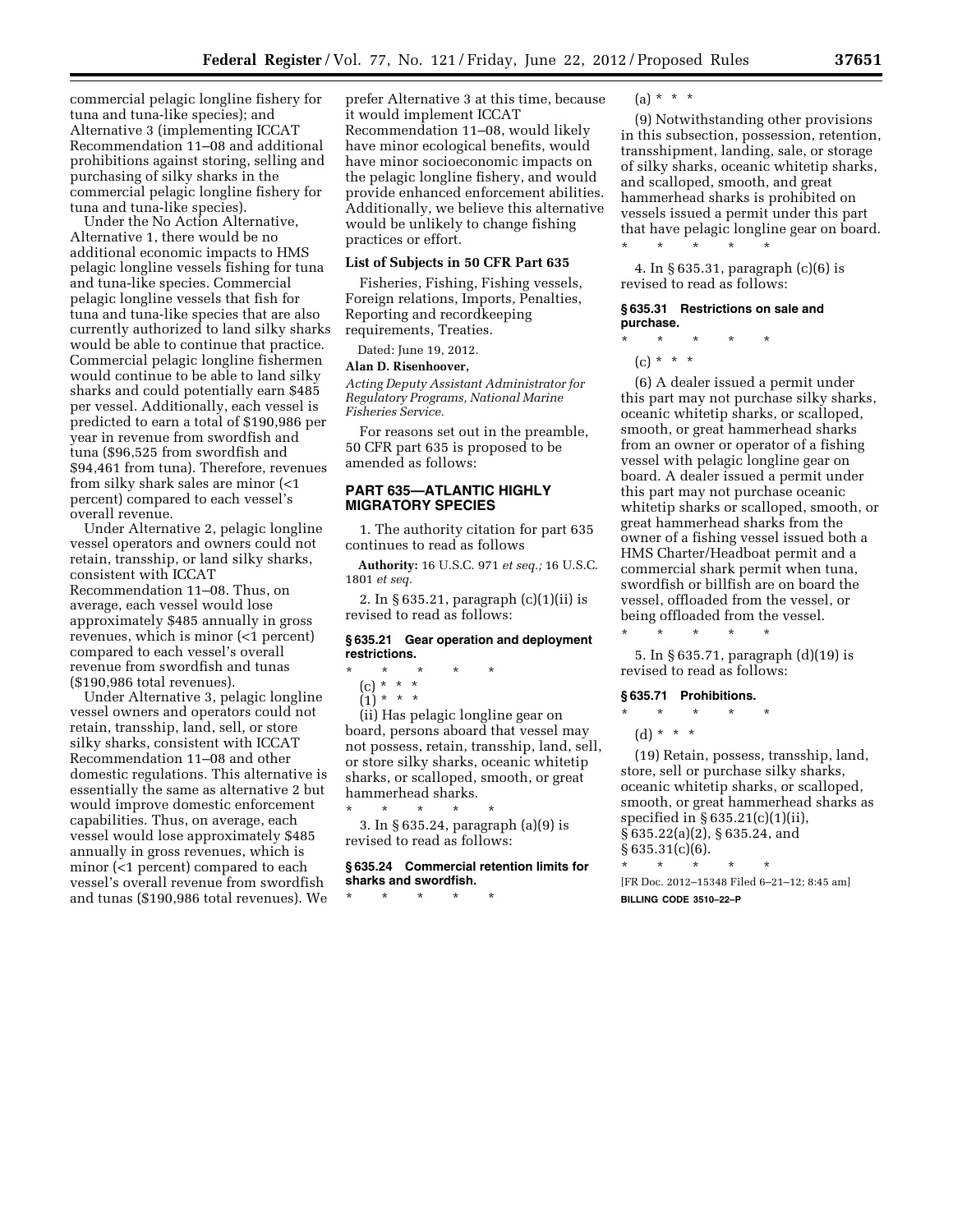commercial pelagic longline fishery for tuna and tuna-like species); and Alternative 3 (implementing ICCAT Recommendation 11–08 and additional prohibitions against storing, selling and purchasing of silky sharks in the commercial pelagic longline fishery for tuna and tuna-like species).

Under the No Action Alternative, Alternative 1, there would be no additional economic impacts to HMS pelagic longline vessels fishing for tuna and tuna-like species. Commercial pelagic longline vessels that fish for tuna and tuna-like species that are also currently authorized to land silky sharks would be able to continue that practice. Commercial pelagic longline fishermen would continue to be able to land silky sharks and could potentially earn $485 per vessel. Additionally, each vessel is predicted to earn a total of $190,986 per year in revenue from swordfish and tuna ($96,525 from swordfish and $94,461 from tuna). Therefore, revenues from silky shark sales are minor (<1 percent) compared to each vessel's overall revenue.

Under Alternative 2, pelagic longline vessel operators and owners could not retain, transship, or land silky sharks, consistent with ICCAT Recommendation 11–08. Thus, on average, each vessel would lose approximately $485 annually in gross revenues, which is minor (<1 percent) compared to each vessel's overall revenue from swordfish and tunas ($190,986 total revenues).

Under Alternative 3, pelagic longline vessel owners and operators could not retain, transship, land, sell, or store silky sharks, consistent with ICCAT Recommendation 11–08 and other domestic regulations. This alternative is essentially the same as alternative 2 but would improve domestic enforcement capabilities. Thus, on average, each vessel would lose approximately $485 annually in gross revenues, which is minor (<1 percent) compared to each vessel's overall revenue from swordfish and tunas ($190,986 total revenues). We prefer Alternative 3 at this time, because it would implement ICCAT Recommendation 11–08, would likely have minor ecological benefits, would have minor socioeconomic impacts on the pelagic longline fishery, and would provide enhanced enforcement abilities. Additionally, we believe this alternative would be unlikely to change fishing practices or effort.

### List of Subjects in 50 CFR Part 635

Fisheries, Fishing, Fishing vessels, Foreign relations, Imports, Penalties, Reporting and recordkeeping requirements, Treaties.

Dated: June 19, 2012.

**Alan D. Risenhoover,**

*Acting Deputy Assistant Administrator for Regulatory Programs, National Marine Fisheries Service.*

For reasons set out in the preamble, 50 CFR part 635 is proposed to be amended as follows:

## PART 635—ATLANTIC HIGHLY MIGRATORY SPECIES

1. The authority citation for part 635 continues to read as follows

**Authority:** 16 U.S.C. 971 *et seq.;* 16 U.S.C. 1801 *et seq.*

2. In § 635.21, paragraph (c)(1)(ii) is revised to read as follows:

### § 635.21 Gear operation and deployment restrictions.

\* \* \* \* \*

(c) \* \* \*

(1) \* \* \*

(ii) Has pelagic longline gear on board, persons aboard that vessel may not possess, retain, transship, land, sell, or store silky sharks, oceanic whitetip sharks, or scalloped, smooth, or great hammerhead sharks.

\* \* \* \* \*

3. In § 635.24, paragraph (a)(9) is revised to read as follows:

### § 635.24 Commercial retention limits for sharks and swordfish.

\* \* \* \* \*

(a) \* \* \*

(9) Notwithstanding other provisions in this subsection, possession, retention, transshipment, landing, sale, or storage of silky sharks, oceanic whitetip sharks, and scalloped, smooth, and great hammerhead sharks is prohibited on vessels issued a permit under this part that have pelagic longline gear on board.

\* \* \* \* \*

4. In § 635.31, paragraph (c)(6) is revised to read as follows:

### § 635.31 Restrictions on sale and purchase.

\* \* \* \* \*

(c) \* \* \*

(6) A dealer issued a permit under this part may not purchase silky sharks, oceanic whitetip sharks, or scalloped, smooth, or great hammerhead sharks from an owner or operator of a fishing vessel with pelagic longline gear on board. A dealer issued a permit under this part may not purchase oceanic whitetip sharks or scalloped, smooth, or great hammerhead sharks from the owner of a fishing vessel issued both a HMS Charter/Headboat permit and a commercial shark permit when tuna, swordfish or billfish are on board the vessel, offloaded from the vessel, or being offloaded from the vessel.

\* \* \* \* \*

5. In § 635.71, paragraph (d)(19) is revised to read as follows:

### § 635.71 Prohibitions.

\* \* \* \* \*

(d) \* \* \*

(19) Retain, possess, transship, land, store, sell or purchase silky sharks, oceanic whitetip sharks, or scalloped, smooth, or great hammerhead sharks as specified in § 635.21(c)(1)(ii), § 635.22(a)(2), § 635.24, and § 635.31(c)(6).

\* \* \* \* \*

[FR Doc. 2012–15348 Filed 6–21–12; 8:45 am]

**BILLING CODE 3510–22–P**